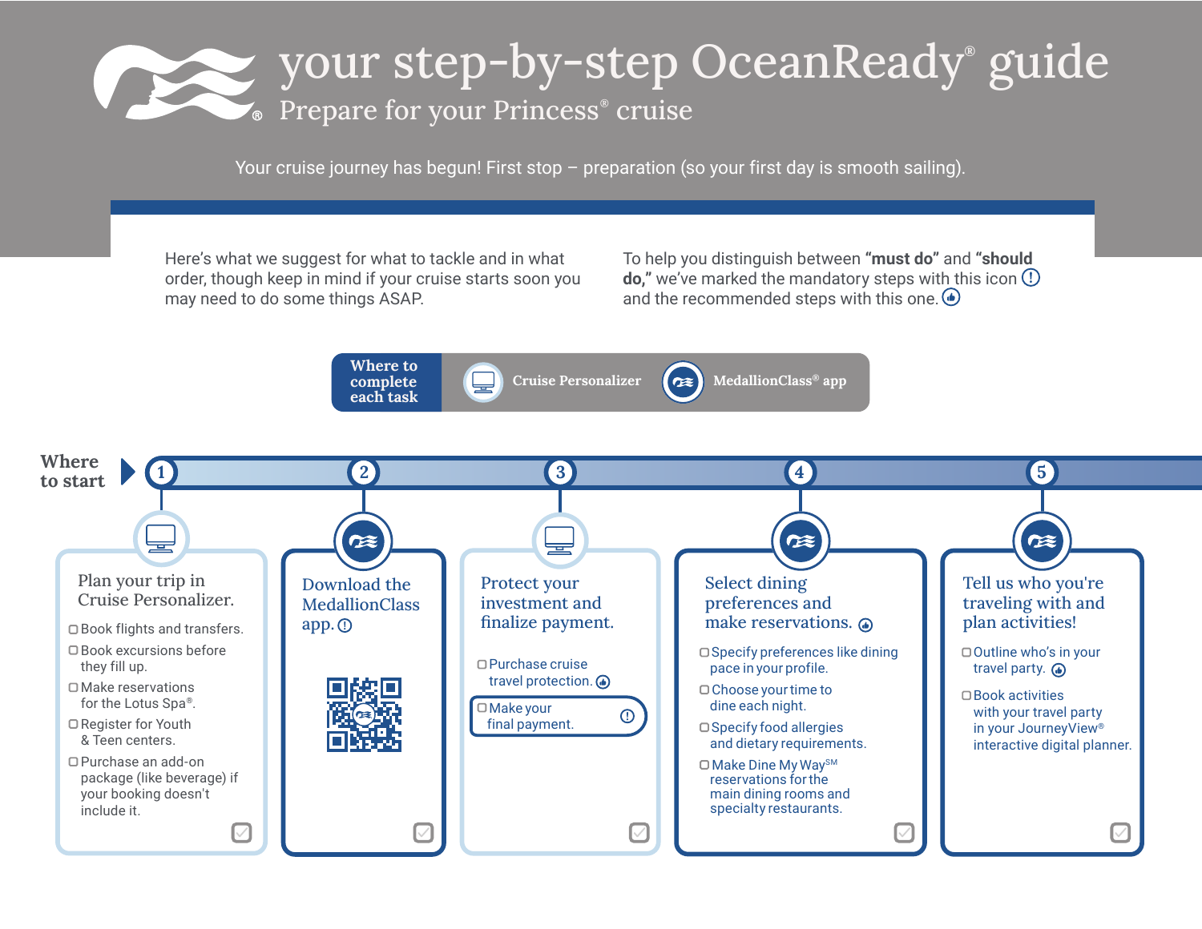# your step-by-step OceanReady® guide

## Prepare for your Princess® cruise

Your cruise journey has begun! First stop – preparation (so your first day is smooth sailing).

Here's what we suggest for what to tackle and in what order, though keep in mind if your cruise starts soon you may need to do some things ASAP.

To help you distinguish between **"must do"** and **"should do,"** we've marked the mandatory steps with this icon ⓘ and the recommended steps with this one. 👍

**Where to complete each task:** Cruise Personalizer | MedallionClass® app

**Where to start**

### 1. Plan your trip in Cruise Personalizer.

*(Cruise Personalizer)*

- ☐ Book flights and transfers.
- ☐ Book excursions before they fill up.
- ☐ Make reservations for the Lotus Spa®.
- ☐ Register for Youth & Teen centers.
- ☐ Purchase an add-on package (like beverage) if your booking doesn't include it.

### 2. Download the MedallionClass app. ⓘ

*(MedallionClass® app)*

### 3. Protect your investment and finalize payment.

*(Cruise Personalizer)*

- ☐ Purchase cruise travel protection. 👍
- ☐ Make your final payment. ⓘ

### 4. Select dining preferences and make reservations. 👍

*(MedallionClass® app)*

- ☐ Specify preferences like dining pace in your profile.
- ☐ Choose your time to dine each night.
- ☐ Specify food allergies and dietary requirements.
- ☐ Make Dine My Way℠ reservations for the main dining rooms and specialty restaurants.

### 5. Tell us who you're traveling with and plan activities!

*(MedallionClass® app)*

- ☐ Outline who's in your travel party. 👍
- ☐ Book activities with your travel party in your JourneyView® interactive digital planner.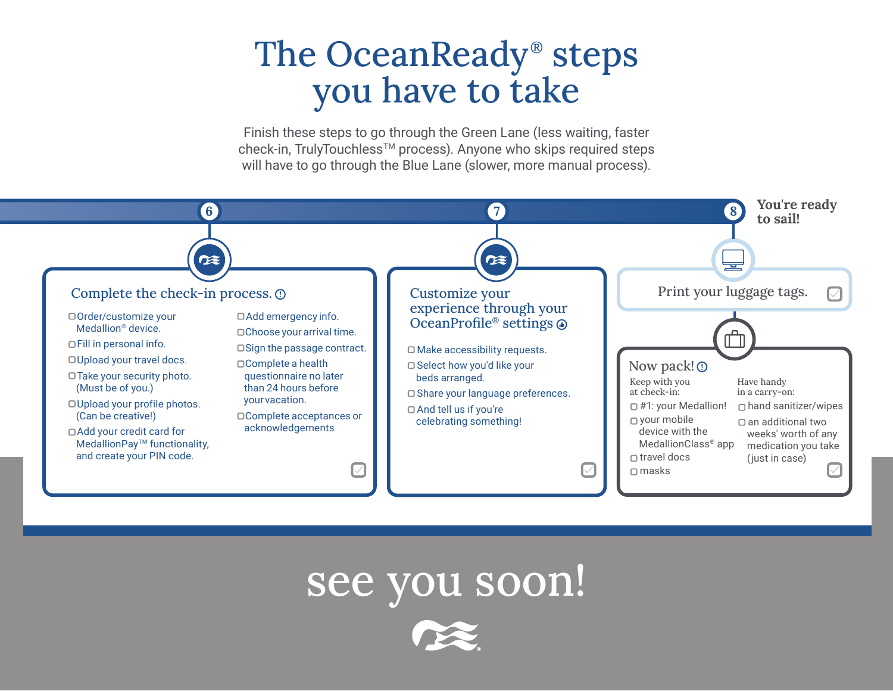# The OceanReady® steps you have to take

Finish these steps to go through the Green Lane (less waiting, faster check-in, TrulyTouchless™ process). Anyone who skips required steps will have to go through the Blue Lane (slower, more manual process).

## 6

### Complete the check-in process.

- ☐ Order/customize your Medallion® device.
- ☐ Fill in personal info.
- ☐ Upload your travel docs.
- ☐ Take your security photo. (Must be of you.)
- ☐ Upload your profile photos. (Can be creative!)
- ☐ Add your credit card for MedallionPay™ functionality, and create your PIN code.
- ☐ Add emergency info.
- ☐ Choose your arrival time.
- ☐ Sign the passage contract.
- ☐ Complete a health questionnaire no later than 24 hours before your vacation.
- ☐ Complete acceptances or acknowledgements

## 7

### Customize your experience through your OceanProfile® settings

- ☐ Make accessibility requests.
- ☐ Select how you'd like your beds arranged.
- ☐ Share your language preferences.
- ☐ And tell us if you're celebrating something!

## 8

**You're ready to sail!**

### Print your luggage tags.

### Now pack!

Keep with you at check-in:

- ☐ #1: your Medallion!
- ☐ your mobile device with the MedallionClass® app
- ☐ travel docs
- ☐ masks

Have handy in a carry-on:

- ☐ hand sanitizer/wipes
- ☐ an additional two weeks' worth of any medication you take (just in case)

# see you soon!